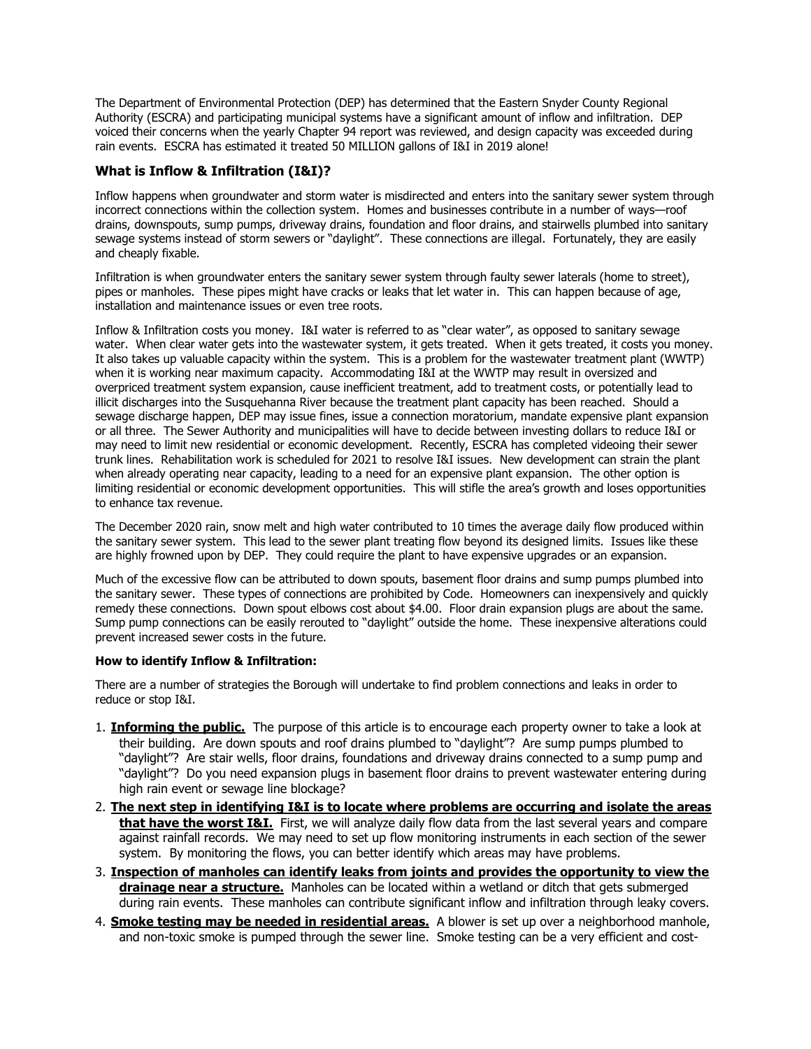The Department of Environmental Protection (DEP) has determined that the Eastern Snyder County Regional Authority (ESCRA) and participating municipal systems have a significant amount of inflow and infiltration. DEP voiced their concerns when the yearly Chapter 94 report was reviewed, and design capacity was exceeded during rain events. ESCRA has estimated it treated 50 MILLION gallons of I&I in 2019 alone!

## What is Inflow & Infiltration (I&I)?

Inflow happens when groundwater and storm water is misdirected and enters into the sanitary sewer system through incorrect connections within the collection system. Homes and businesses contribute in a number of ways—roof drains, downspouts, sump pumps, driveway drains, foundation and floor drains, and stairwells plumbed into sanitary sewage systems instead of storm sewers or "daylight". These connections are illegal. Fortunately, they are easily and cheaply fixable.

Infiltration is when groundwater enters the sanitary sewer system through faulty sewer laterals (home to street), pipes or manholes. These pipes might have cracks or leaks that let water in. This can happen because of age, installation and maintenance issues or even tree roots.

Inflow & Infiltration costs you money. I&I water is referred to as "clear water", as opposed to sanitary sewage water. When clear water gets into the wastewater system, it gets treated. When it gets treated, it costs you money. It also takes up valuable capacity within the system. This is a problem for the wastewater treatment plant (WWTP) when it is working near maximum capacity. Accommodating I&I at the WWTP may result in oversized and overpriced treatment system expansion, cause inefficient treatment, add to treatment costs, or potentially lead to illicit discharges into the Susquehanna River because the treatment plant capacity has been reached. Should a sewage discharge happen, DEP may issue fines, issue a connection moratorium, mandate expensive plant expansion or all three. The Sewer Authority and municipalities will have to decide between investing dollars to reduce I&I or may need to limit new residential or economic development. Recently, ESCRA has completed videoing their sewer trunk lines. Rehabilitation work is scheduled for 2021 to resolve I&I issues. New development can strain the plant when already operating near capacity, leading to a need for an expensive plant expansion. The other option is limiting residential or economic development opportunities. This will stifle the area's growth and loses opportunities to enhance tax revenue.

The December 2020 rain, snow melt and high water contributed to 10 times the average daily flow produced within the sanitary sewer system. This lead to the sewer plant treating flow beyond its designed limits. Issues like these are highly frowned upon by DEP. They could require the plant to have expensive upgrades or an expansion.

Much of the excessive flow can be attributed to down spouts, basement floor drains and sump pumps plumbed into the sanitary sewer. These types of connections are prohibited by Code. Homeowners can inexpensively and quickly remedy these connections. Down spout elbows cost about $4.00. Floor drain expansion plugs are about the same. Sump pump connections can be easily rerouted to "daylight" outside the home. These inexpensive alterations could prevent increased sewer costs in the future.

**How to identify Inflow & Infiltration:**

There are a number of strategies the Borough will undertake to find problem connections and leaks in order to reduce or stop I&I.

1. **Informing the public.** The purpose of this article is to encourage each property owner to take a look at their building. Are down spouts and roof drains plumbed to "daylight"? Are sump pumps plumbed to "daylight"? Are stair wells, floor drains, foundations and driveway drains connected to a sump pump and "daylight"? Do you need expansion plugs in basement floor drains to prevent wastewater entering during high rain event or sewage line blockage?
2. **The next step in identifying I&I is to locate where problems are occurring and isolate the areas that have the worst I&I.** First, we will analyze daily flow data from the last several years and compare against rainfall records. We may need to set up flow monitoring instruments in each section of the sewer system. By monitoring the flows, you can better identify which areas may have problems.
3. **Inspection of manholes can identify leaks from joints and provides the opportunity to view the drainage near a structure.** Manholes can be located within a wetland or ditch that gets submerged during rain events. These manholes can contribute significant inflow and infiltration through leaky covers.
4. **Smoke testing may be needed in residential areas.** A blower is set up over a neighborhood manhole, and non-toxic smoke is pumped through the sewer line. Smoke testing can be a very efficient and cost-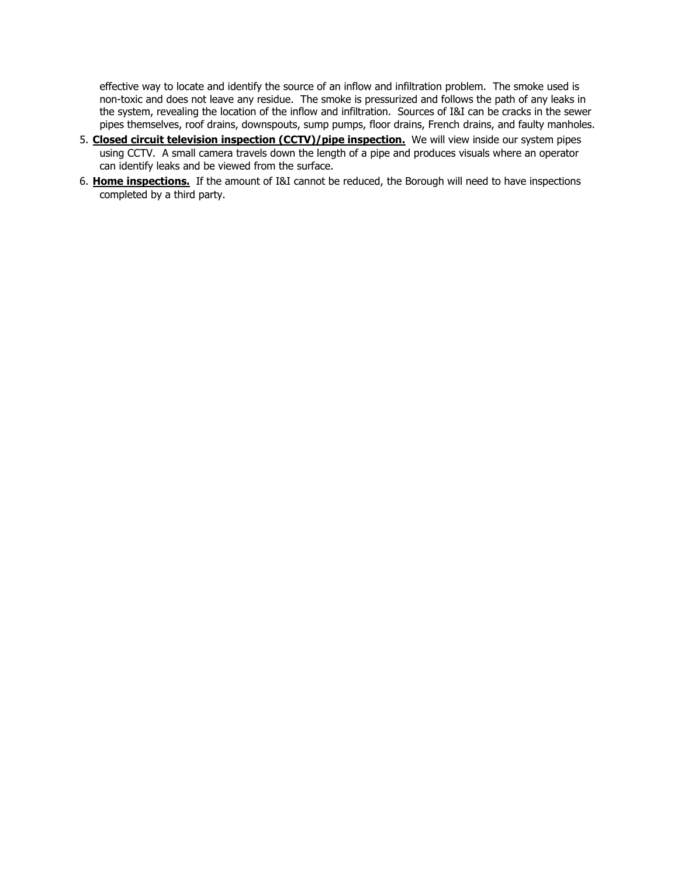effective way to locate and identify the source of an inflow and infiltration problem. The smoke used is non-toxic and does not leave any residue. The smoke is pressurized and follows the path of any leaks in the system, revealing the location of the inflow and infiltration. Sources of I&I can be cracks in the sewer pipes themselves, roof drains, downspouts, sump pumps, floor drains, French drains, and faulty manholes.

5. **Closed circuit television inspection (CCTV)/pipe inspection.** We will view inside our system pipes using CCTV. A small camera travels down the length of a pipe and produces visuals where an operator can identify leaks and be viewed from the surface.
6. **Home inspections.** If the amount of I&I cannot be reduced, the Borough will need to have inspections completed by a third party.